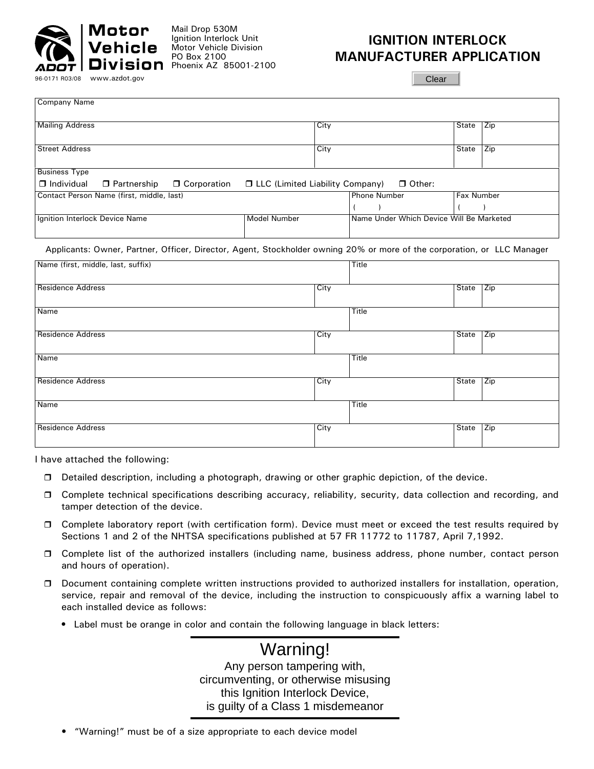Motor Vehicle Division

ADOT

Mail Drop 530M
Ignition Interlock Unit
Motor Vehicle Division
PO Box 2100
Phoenix AZ 85001-2100

96-0171 R03/08 www.azdot.gov

# IGNITION INTERLOCK MANUFACTURER APPLICATION

Clear

| Company Name | | | |
|---|---|---|---|
| Mailing Address | City | State | Zip |
| Street Address | City | State | Zip |

Business Type
☐ Individual ☐ Partnership ☐ Corporation ☐ LLC (Limited Liability Company) ☐ Other:

| Contact Person Name (first, middle, last) | Phone Number ( ) | Fax Number ( ) |
|---|---|---|

| Ignition Interlock Device Name | Model Number | Name Under Which Device Will Be Marketed |
|---|---|---|

Applicants: Owner, Partner, Officer, Director, Agent, Stockholder owning 20% or more of the corporation, or LLC Manager

| Name (first, middle, last, suffix) | Title | | |
|---|---|---|---|
| Residence Address | City | State | Zip |
| Name | Title | | |
| Residence Address | City | State | Zip |
| Name | Title | | |
| Residence Address | City | State | Zip |
| Name | Title | | |
| Residence Address | City | State | Zip |

I have attached the following:

- ☐ Detailed description, including a photograph, drawing or other graphic depiction, of the device.
- ☐ Complete technical specifications describing accuracy, reliability, security, data collection and recording, and tamper detection of the device.
- ☐ Complete laboratory report (with certification form). Device must meet or exceed the test results required by Sections 1 and 2 of the NHTSA specifications published at 57 FR 11772 to 11787, April 7,1992.
- ☐ Complete list of the authorized installers (including name, business address, phone number, contact person and hours of operation).
- ☐ Document containing complete written instructions provided to authorized installers for installation, operation, service, repair and removal of the device, including the instruction to conspicuously affix a warning label to each installed device as follows:
  - Label must be orange in color and contain the following language in black letters:

    **Warning!**
    Any person tampering with,
    circumventing, or otherwise misusing
    this Ignition Interlock Device,
    is guilty of a Class 1 misdemeanor

  - "Warning!" must be of a size appropriate to each device model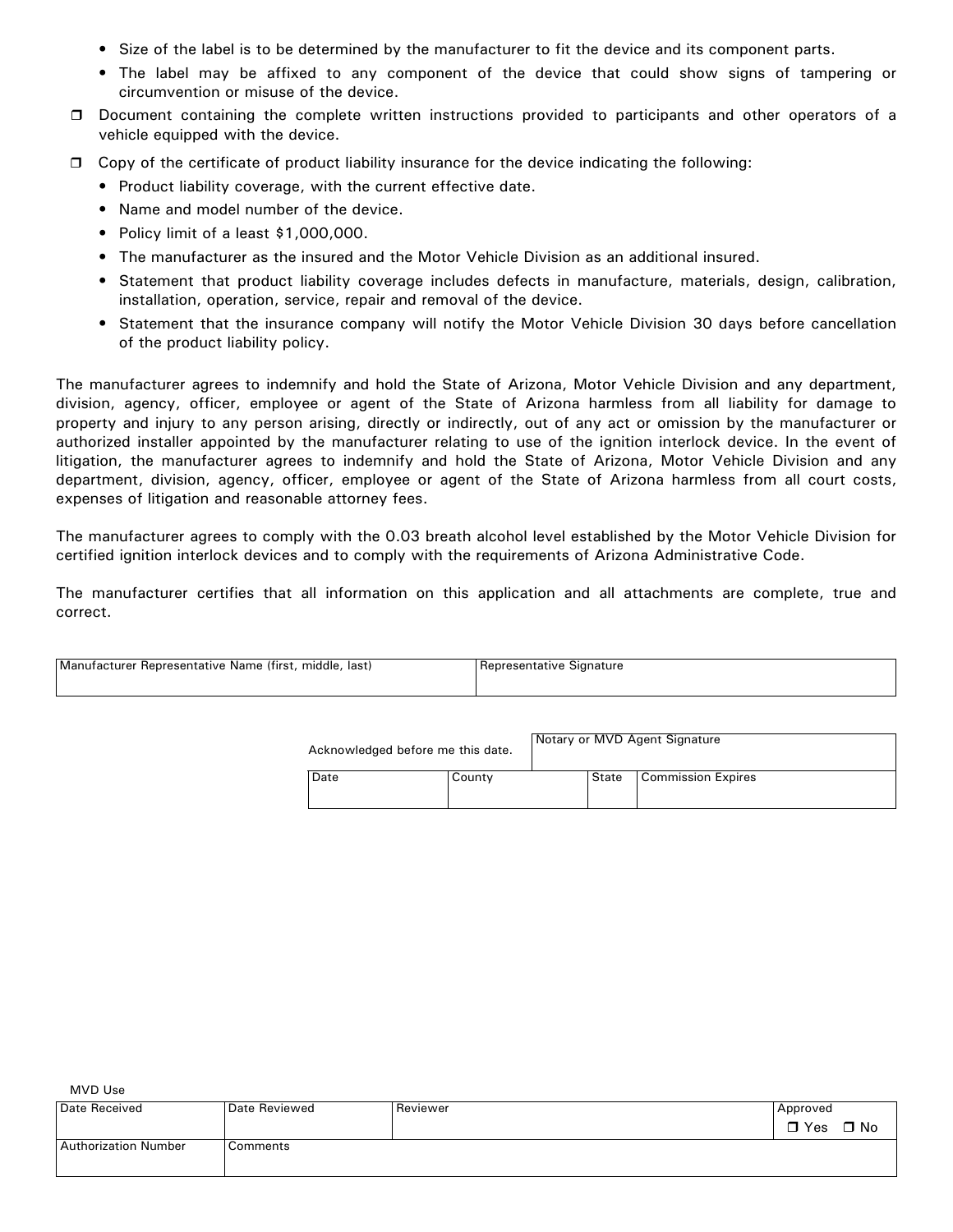- Size of the label is to be determined by the manufacturer to fit the device and its component parts.
- The label may be affixed to any component of the device that could show signs of tampering or circumvention or misuse of the device.

❒ Document containing the complete written instructions provided to participants and other operators of a vehicle equipped with the device.

❒ Copy of the certificate of product liability insurance for the device indicating the following:

- Product liability coverage, with the current effective date.
- Name and model number of the device.
- Policy limit of a least $1,000,000.
- The manufacturer as the insured and the Motor Vehicle Division as an additional insured.
- Statement that product liability coverage includes defects in manufacture, materials, design, calibration, installation, operation, service, repair and removal of the device.
- Statement that the insurance company will notify the Motor Vehicle Division 30 days before cancellation of the product liability policy.

The manufacturer agrees to indemnify and hold the State of Arizona, Motor Vehicle Division and any department, division, agency, officer, employee or agent of the State of Arizona harmless from all liability for damage to property and injury to any person arising, directly or indirectly, out of any act or omission by the manufacturer or authorized installer appointed by the manufacturer relating to use of the ignition interlock device. In the event of litigation, the manufacturer agrees to indemnify and hold the State of Arizona, Motor Vehicle Division and any department, division, agency, officer, employee or agent of the State of Arizona harmless from all court costs, expenses of litigation and reasonable attorney fees.

The manufacturer agrees to comply with the 0.03 breath alcohol level established by the Motor Vehicle Division for certified ignition interlock devices and to comply with the requirements of Arizona Administrative Code.

The manufacturer certifies that all information on this application and all attachments are complete, true and correct.

| Manufacturer Representative Name (first, middle, last) | Representative Signature |
|---|---|
| | |

| Acknowledged before me this date. | | Notary or MVD Agent Signature | |
|---|---|---|---|
| Date | County | State | Commission Expires |
| | | | |

MVD Use

| Date Received | Date Reviewed | Reviewer | Approved ❒ Yes ❒ No |
|---|---|---|---|
| Authorization Number | Comments | | |
| | | | |